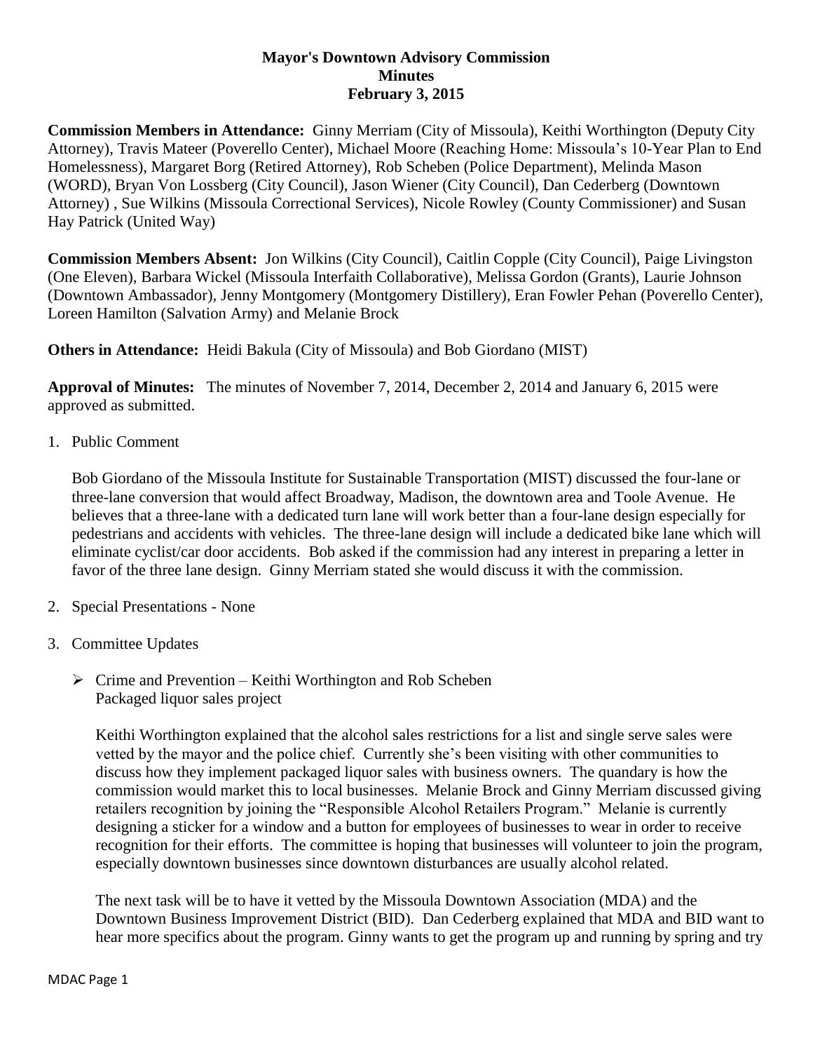**Mayor's Downtown Advisory Commission**
**Minutes**
**February 3, 2015**

**Commission Members in Attendance:** Ginny Merriam (City of Missoula), Keithi Worthington (Deputy City Attorney), Travis Mateer (Poverello Center), Michael Moore (Reaching Home: Missoula's 10-Year Plan to End Homelessness), Margaret Borg (Retired Attorney), Rob Scheben (Police Department), Melinda Mason (WORD), Bryan Von Lossberg (City Council), Jason Wiener (City Council), Dan Cederberg (Downtown Attorney) , Sue Wilkins (Missoula Correctional Services), Nicole Rowley (County Commissioner) and Susan Hay Patrick (United Way)

**Commission Members Absent:** Jon Wilkins (City Council), Caitlin Copple (City Council), Paige Livingston (One Eleven), Barbara Wickel (Missoula Interfaith Collaborative), Melissa Gordon (Grants), Laurie Johnson (Downtown Ambassador), Jenny Montgomery (Montgomery Distillery), Eran Fowler Pehan (Poverello Center), Loreen Hamilton (Salvation Army) and Melanie Brock

**Others in Attendance:** Heidi Bakula (City of Missoula) and Bob Giordano (MIST)

**Approval of Minutes:** The minutes of November 7, 2014, December 2, 2014 and January 6, 2015 were approved as submitted.

1. Public Comment

   Bob Giordano of the Missoula Institute for Sustainable Transportation (MIST) discussed the four-lane or three-lane conversion that would affect Broadway, Madison, the downtown area and Toole Avenue. He believes that a three-lane with a dedicated turn lane will work better than a four-lane design especially for pedestrians and accidents with vehicles. The three-lane design will include a dedicated bike lane which will eliminate cyclist/car door accidents. Bob asked if the commission had any interest in preparing a letter in favor of the three lane design. Ginny Merriam stated she would discuss it with the commission.

2. Special Presentations - None

3. Committee Updates

   - Crime and Prevention – Keithi Worthington and Rob Scheben
     Packaged liquor sales project

     Keithi Worthington explained that the alcohol sales restrictions for a list and single serve sales were vetted by the mayor and the police chief. Currently she's been visiting with other communities to discuss how they implement packaged liquor sales with business owners. The quandary is how the commission would market this to local businesses. Melanie Brock and Ginny Merriam discussed giving retailers recognition by joining the "Responsible Alcohol Retailers Program." Melanie is currently designing a sticker for a window and a button for employees of businesses to wear in order to receive recognition for their efforts. The committee is hoping that businesses will volunteer to join the program, especially downtown businesses since downtown disturbances are usually alcohol related.

     The next task will be to have it vetted by the Missoula Downtown Association (MDA) and the Downtown Business Improvement District (BID). Dan Cederberg explained that MDA and BID want to hear more specifics about the program. Ginny wants to get the program up and running by spring and try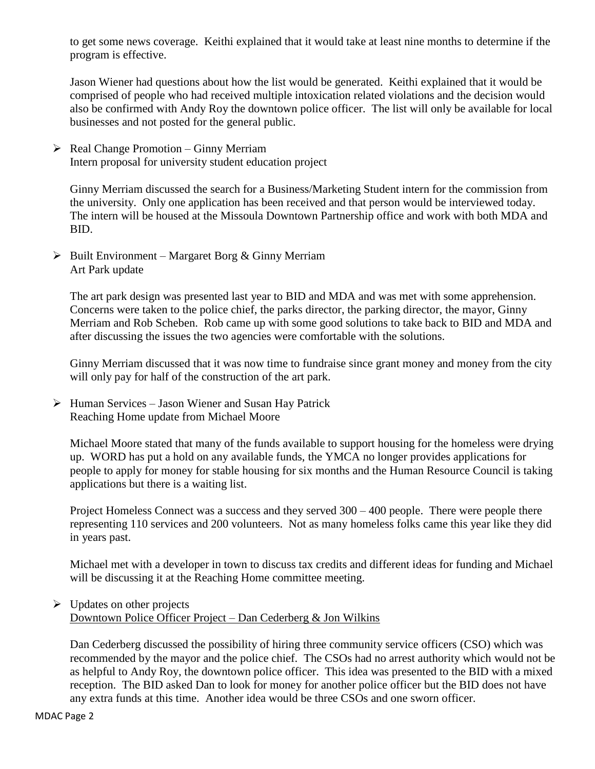to get some news coverage. Keithi explained that it would take at least nine months to determine if the program is effective.

Jason Wiener had questions about how the list would be generated. Keithi explained that it would be comprised of people who had received multiple intoxication related violations and the decision would also be confirmed with Andy Roy the downtown police officer. The list will only be available for local businesses and not posted for the general public.

- Real Change Promotion – Ginny Merriam
  Intern proposal for university student education project

  Ginny Merriam discussed the search for a Business/Marketing Student intern for the commission from the university. Only one application has been received and that person would be interviewed today. The intern will be housed at the Missoula Downtown Partnership office and work with both MDA and BID.

- Built Environment – Margaret Borg & Ginny Merriam
  Art Park update

  The art park design was presented last year to BID and MDA and was met with some apprehension. Concerns were taken to the police chief, the parks director, the parking director, the mayor, Ginny Merriam and Rob Scheben. Rob came up with some good solutions to take back to BID and MDA and after discussing the issues the two agencies were comfortable with the solutions.

  Ginny Merriam discussed that it was now time to fundraise since grant money and money from the city will only pay for half of the construction of the art park.

- Human Services – Jason Wiener and Susan Hay Patrick
  Reaching Home update from Michael Moore

  Michael Moore stated that many of the funds available to support housing for the homeless were drying up. WORD has put a hold on any available funds, the YMCA no longer provides applications for people to apply for money for stable housing for six months and the Human Resource Council is taking applications but there is a waiting list.

  Project Homeless Connect was a success and they served 300 – 400 people. There were people there representing 110 services and 200 volunteers. Not as many homeless folks came this year like they did in years past.

  Michael met with a developer in town to discuss tax credits and different ideas for funding and Michael will be discussing it at the Reaching Home committee meeting.

- Updates on other projects
  <u>Downtown Police Officer Project – Dan Cederberg & Jon Wilkins</u>

  Dan Cederberg discussed the possibility of hiring three community service officers (CSO) which was recommended by the mayor and the police chief. The CSOs had no arrest authority which would not be as helpful to Andy Roy, the downtown police officer. This idea was presented to the BID with a mixed reception. The BID asked Dan to look for money for another police officer but the BID does not have any extra funds at this time. Another idea would be three CSOs and one sworn officer.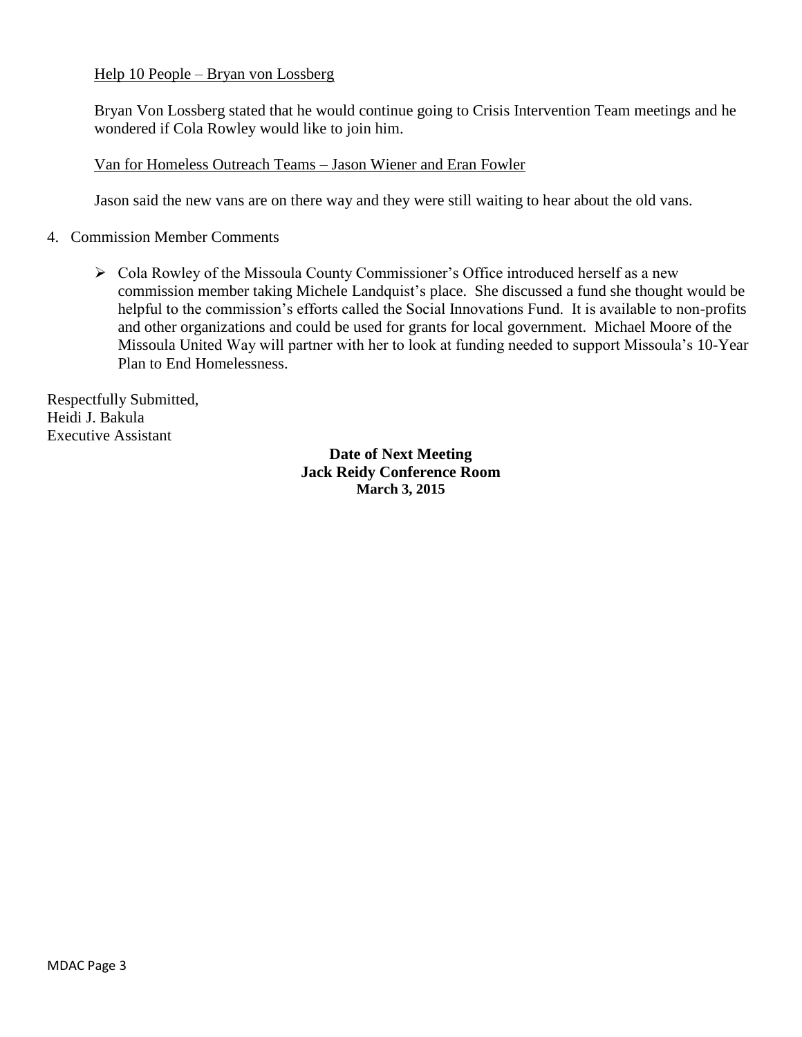Help 10 People – Bryan von Lossberg

Bryan Von Lossberg stated that he would continue going to Crisis Intervention Team meetings and he wondered if Cola Rowley would like to join him.

Van for Homeless Outreach Teams – Jason Wiener and Eran Fowler

Jason said the new vans are on there way and they were still waiting to hear about the old vans.

4. Commission Member Comments

   - Cola Rowley of the Missoula County Commissioner's Office introduced herself as a new commission member taking Michele Landquist's place. She discussed a fund she thought would be helpful to the commission's efforts called the Social Innovations Fund. It is available to non-profits and other organizations and could be used for grants for local government. Michael Moore of the Missoula United Way will partner with her to look at funding needed to support Missoula's 10-Year Plan to End Homelessness.

Respectfully Submitted,
Heidi J. Bakula
Executive Assistant

**Date of Next Meeting**
**Jack Reidy Conference Room**
**March 3, 2015**